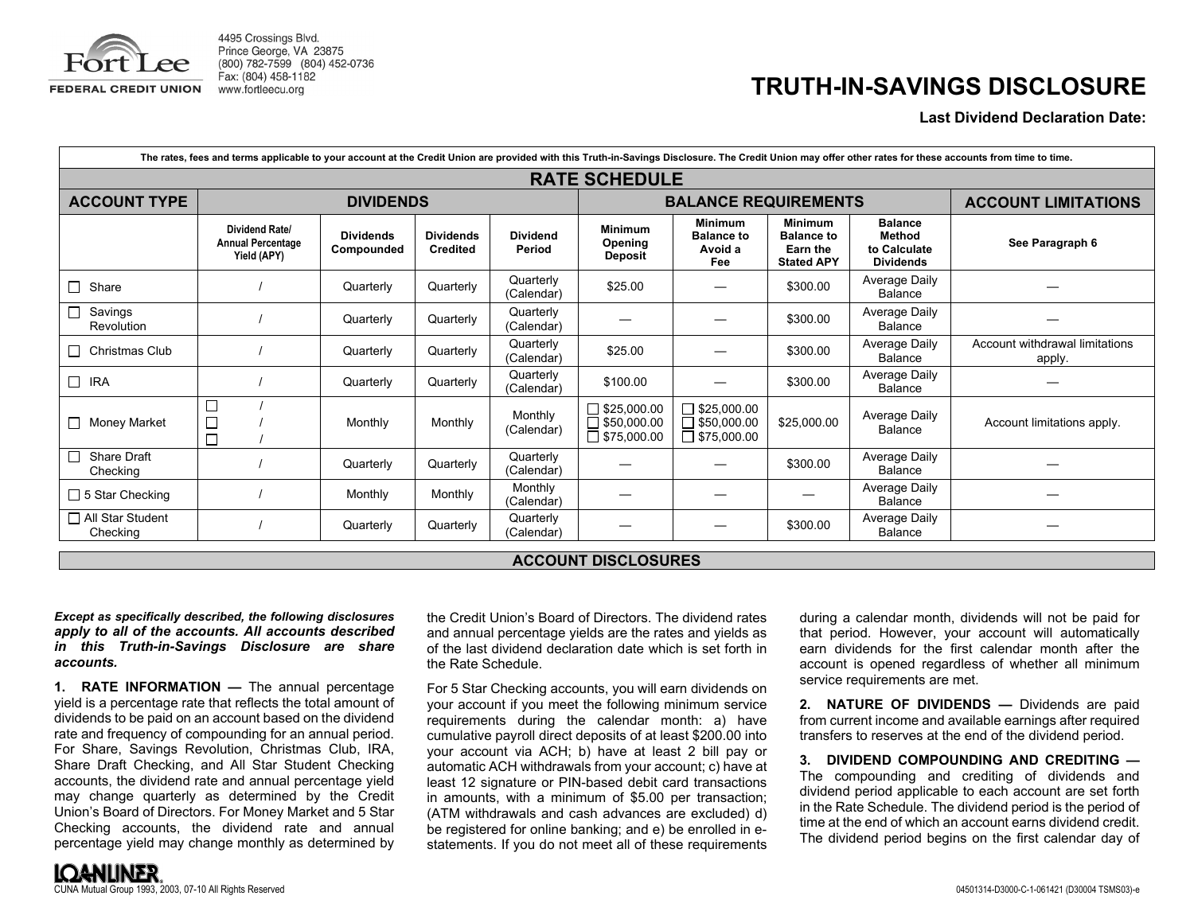Fort Lee

FEDERAL CREDIT UNION

4495 Crossings Blvd.
Prince George, VA 23875
(800) 782-7599 (804) 452-0736
Fax: (804) 458-1182
www.fortleecu.org

# TRUTH-IN-SAVINGS DISCLOSURE

**Last Dividend Declaration Date:**

The rates, fees and terms applicable to your account at the Credit Union are provided with this Truth-in-Savings Disclosure. The Credit Union may offer other rates for these accounts from time to time.

## RATE SCHEDULE

| ACCOUNT TYPE | DIVIDENDS | | | | BALANCE REQUIREMENTS | | | | ACCOUNT LIMITATIONS |
|---|---|---|---|---|---|---|---|---|---|
| | Dividend Rate/ Annual Percentage Yield (APY) | Dividends Compounded | Dividends Credited | Dividend Period | Minimum Opening Deposit | Minimum Balance to Avoid a Fee | Minimum Balance to Earn the Stated APY | Balance Method to Calculate Dividends | See Paragraph 6 |
| ☐ Share | / | Quarterly | Quarterly | Quarterly (Calendar) | $25.00 | — | $300.00 | Average Daily Balance | — |
| ☐ Savings Revolution | / | Quarterly | Quarterly | Quarterly (Calendar) | — | — | $300.00 | Average Daily Balance | — |
| ☐ Christmas Club | / | Quarterly | Quarterly | Quarterly (Calendar) | $25.00 | — | $300.00 | Average Daily Balance | Account withdrawal limitations apply. |
| ☐ IRA | / | Quarterly | Quarterly | Quarterly (Calendar) | $100.00 | — | $300.00 | Average Daily Balance | — |
| ☐ Money Market | ☐ / ☐ / ☐ / | Monthly | Monthly | Monthly (Calendar) | ☐ $25,000.00 ☐ $50,000.00 ☐ $75,000.00 | ☐ $25,000.00 ☐ $50,000.00 ☐ $75,000.00 | $25,000.00 | Average Daily Balance | Account limitations apply. |
| ☐ Share Draft Checking | / | Quarterly | Quarterly | Quarterly (Calendar) | — | — | $300.00 | Average Daily Balance | — |
| ☐ 5 Star Checking | / | Monthly | Monthly | Monthly (Calendar) | — | — | — | Average Daily Balance | — |
| ☐ All Star Student Checking | / | Quarterly | Quarterly | Quarterly (Calendar) | — | — | $300.00 | Average Daily Balance | — |

## ACCOUNT DISCLOSURES

***Except as specifically described, the following disclosures apply to all of the accounts. All accounts described in this Truth-in-Savings Disclosure are share accounts.***

**1. RATE INFORMATION —** The annual percentage yield is a percentage rate that reflects the total amount of dividends to be paid on an account based on the dividend rate and frequency of compounding for an annual period. For Share, Savings Revolution, Christmas Club, IRA, Share Draft Checking, and All Star Student Checking accounts, the dividend rate and annual percentage yield may change quarterly as determined by the Credit Union's Board of Directors. For Money Market and 5 Star Checking accounts, the dividend rate and annual percentage yield may change monthly as determined by the Credit Union's Board of Directors. The dividend rates and annual percentage yields are the rates and yields as of the last dividend declaration date which is set forth in the Rate Schedule.

For 5 Star Checking accounts, you will earn dividends on your account if you meet the following minimum service requirements during the calendar month: a) have cumulative payroll direct deposits of at least $200.00 into your account via ACH; b) have at least 2 bill pay or automatic ACH withdrawals from your account; c) have at least 12 signature or PIN-based debit card transactions in amounts, with a minimum of $5.00 per transaction; (ATM withdrawals and cash advances are excluded) d) be registered for online banking; and e) be enrolled in e-statements. If you do not meet all of these requirements during a calendar month, dividends will not be paid for that period. However, your account will automatically earn dividends for the first calendar month after the account is opened regardless of whether all minimum service requirements are met.

**2. NATURE OF DIVIDENDS —** Dividends are paid from current income and available earnings after required transfers to reserves at the end of the dividend period.

**3. DIVIDEND COMPOUNDING AND CREDITING —** The compounding and crediting of dividends and dividend period applicable to each account are set forth in the Rate Schedule. The dividend period is the period of time at the end of which an account earns dividend credit. The dividend period begins on the first calendar day of

LOANLINER

CUNA Mutual Group 1993, 2003, 07-10 All Rights Reserved

04501314-D3000-C-1-061421 (D30004 TSMS03)-e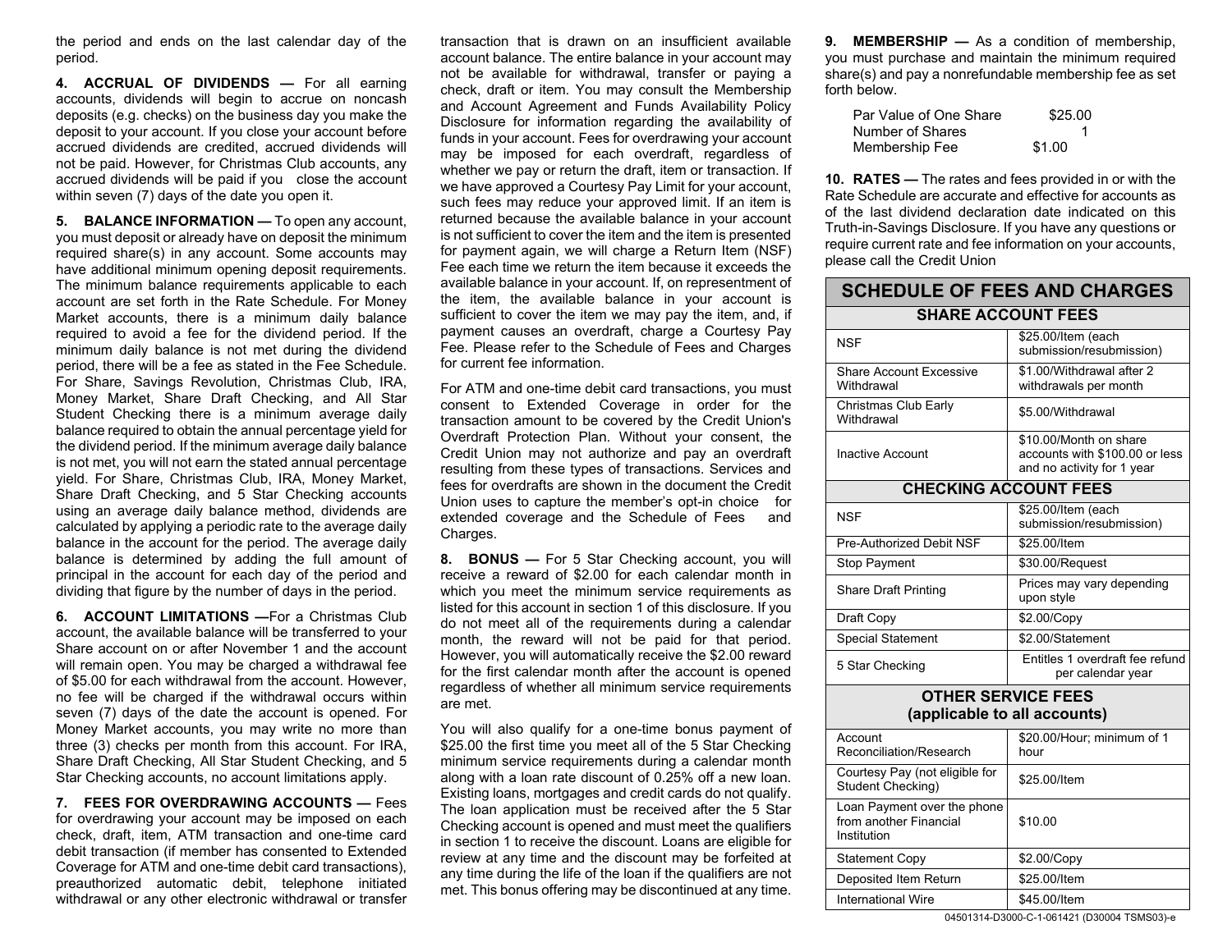the period and ends on the last calendar day of the period.

**4. ACCRUAL OF DIVIDENDS —** For all earning accounts, dividends will begin to accrue on noncash deposits (e.g. checks) on the business day you make the deposit to your account. If you close your account before accrued dividends are credited, accrued dividends will not be paid. However, for Christmas Club accounts, any accrued dividends will be paid if you close the account within seven (7) days of the date you open it.

**5. BALANCE INFORMATION —** To open any account, you must deposit or already have on deposit the minimum required share(s) in any account. Some accounts may have additional minimum opening deposit requirements. The minimum balance requirements applicable to each account are set forth in the Rate Schedule. For Money Market accounts, there is a minimum daily balance required to avoid a fee for the dividend period. If the minimum daily balance is not met during the dividend period, there will be a fee as stated in the Fee Schedule. For Share, Savings Revolution, Christmas Club, IRA, Money Market, Share Draft Checking, and All Star Student Checking there is a minimum average daily balance required to obtain the annual percentage yield for the dividend period. If the minimum average daily balance is not met, you will not earn the stated annual percentage yield. For Share, Christmas Club, IRA, Money Market, Share Draft Checking, and 5 Star Checking accounts using an average daily balance method, dividends are calculated by applying a periodic rate to the average daily balance in the account for the period. The average daily balance is determined by adding the full amount of principal in the account for each day of the period and dividing that figure by the number of days in the period.

**6. ACCOUNT LIMITATIONS —**For a Christmas Club account, the available balance will be transferred to your Share account on or after November 1 and the account will remain open. You may be charged a withdrawal fee of $5.00 for each withdrawal from the account. However, no fee will be charged if the withdrawal occurs within seven (7) days of the date the account is opened. For Money Market accounts, you may write no more than three (3) checks per month from this account. For IRA, Share Draft Checking, All Star Student Checking, and 5 Star Checking accounts, no account limitations apply.

**7. FEES FOR OVERDRAWING ACCOUNTS —** Fees for overdrawing your account may be imposed on each check, draft, item, ATM transaction and one-time card debit transaction (if member has consented to Extended Coverage for ATM and one-time debit card transactions), preauthorized automatic debit, telephone initiated withdrawal or any other electronic withdrawal or transfer transaction that is drawn on an insufficient available account balance. The entire balance in your account may not be available for withdrawal, transfer or paying a check, draft or item. You may consult the Membership and Account Agreement and Funds Availability Policy Disclosure for information regarding the availability of funds in your account. Fees for overdrawing your account may be imposed for each overdraft, regardless of whether we pay or return the draft, item or transaction. If we have approved a Courtesy Pay Limit for your account, such fees may reduce your approved limit. If an item is returned because the available balance in your account is not sufficient to cover the item and the item is presented for payment again, we will charge a Return Item (NSF) Fee each time we return the item because it exceeds the available balance in your account. If, on representment of the item, the available balance in your account is sufficient to cover the item we may pay the item, and, if payment causes an overdraft, charge a Courtesy Pay Fee. Please refer to the Schedule of Fees and Charges for current fee information.

For ATM and one-time debit card transactions, you must consent to Extended Coverage in order for the transaction amount to be covered by the Credit Union's Overdraft Protection Plan. Without your consent, the Credit Union may not authorize and pay an overdraft resulting from these types of transactions. Services and fees for overdrafts are shown in the document the Credit Union uses to capture the member's opt-in choice for extended coverage and the Schedule of Fees and Charges.

**8. BONUS —** For 5 Star Checking account, you will receive a reward of $2.00 for each calendar month in which you meet the minimum service requirements as listed for this account in section 1 of this disclosure. If you do not meet all of the requirements during a calendar month, the reward will not be paid for that period. However, you will automatically receive the $2.00 reward for the first calendar month after the account is opened regardless of whether all minimum service requirements are met.

You will also qualify for a one-time bonus payment of $25.00 the first time you meet all of the 5 Star Checking minimum service requirements during a calendar month along with a loan rate discount of 0.25% off a new loan. Existing loans, mortgages and credit cards do not qualify. The loan application must be received after the 5 Star Checking account is opened and must meet the qualifiers in section 1 to receive the discount. Loans are eligible for review at any time and the discount may be forfeited at any time during the life of the loan if the qualifiers are not met. This bonus offering may be discontinued at any time.

**9. MEMBERSHIP —** As a condition of membership, you must purchase and maintain the minimum required share(s) and pay a nonrefundable membership fee as set forth below.

| | |
|---|---|
| Par Value of One Share | $25.00 |
| Number of Shares | 1 |
| Membership Fee | $1.00 |

**10. RATES —** The rates and fees provided in or with the Rate Schedule are accurate and effective for accounts as of the last dividend declaration date indicated on this Truth-in-Savings Disclosure. If you have any questions or require current rate and fee information on your accounts, please call the Credit Union

## SCHEDULE OF FEES AND CHARGES

| **SHARE ACCOUNT FEES** | |
|---|---|
| NSF | $25.00/Item (each submission/resubmission) |
| Share Account Excessive Withdrawal | $1.00/Withdrawal after 2 withdrawals per month |
| Christmas Club Early Withdrawal | $5.00/Withdrawal |
| Inactive Account | $10.00/Month on share accounts with $100.00 or less and no activity for 1 year |
| **CHECKING ACCOUNT FEES** | |
| NSF | $25.00/Item (each submission/resubmission) |
| Pre-Authorized Debit NSF | $25.00/Item |
| Stop Payment | $30.00/Request |
| Share Draft Printing | Prices may vary depending upon style |
| Draft Copy | $2.00/Copy |
| Special Statement | $2.00/Statement |
| 5 Star Checking | Entitles 1 overdraft fee refund per calendar year |
| **OTHER SERVICE FEES (applicable to all accounts)** | |
| Account Reconciliation/Research | $20.00/Hour; minimum of 1 hour |
| Courtesy Pay (not eligible for Student Checking) | $25.00/Item |
| Loan Payment over the phone from another Financial Institution | $10.00 |
| Statement Copy | $2.00/Copy |
| Deposited Item Return | $25.00/Item |
| International Wire | $45.00/Item |

04501314-D3000-C-1-061421 (D30004 TSMS03)-e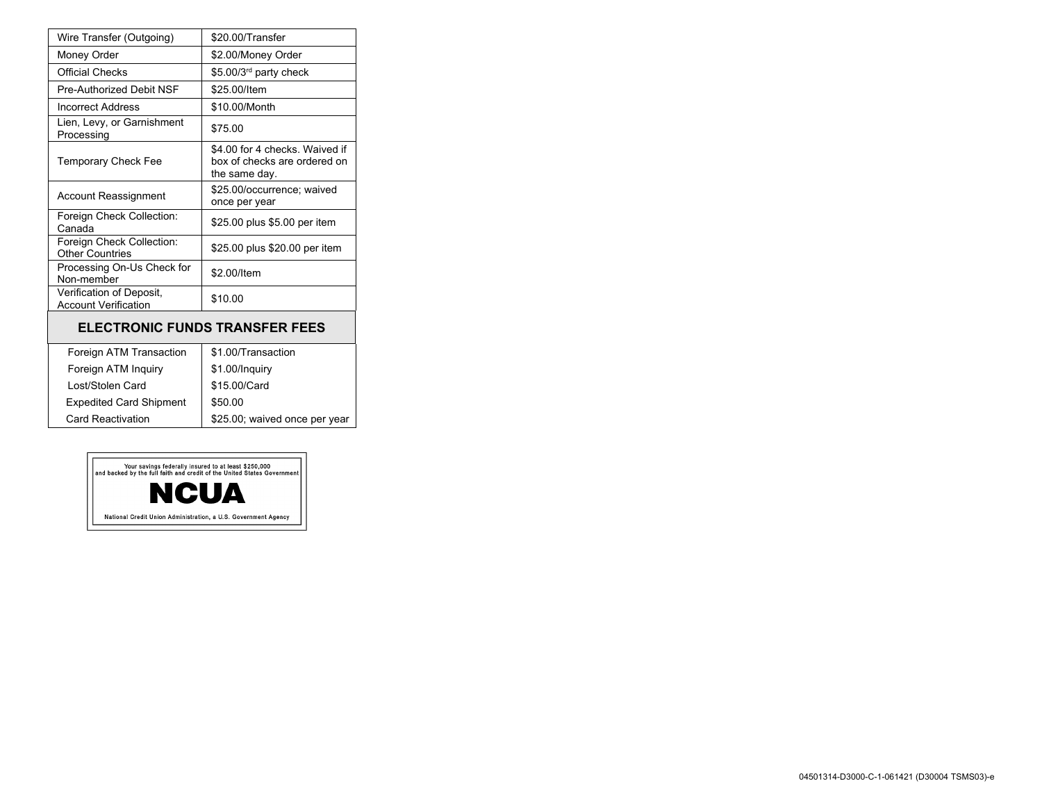| | |
|---|---|
| Wire Transfer (Outgoing) | $20.00/Transfer |
| Money Order | $2.00/Money Order |
| Official Checks | $5.00/3rd party check |
| Pre-Authorized Debit NSF | $25.00/Item |
| Incorrect Address | $10.00/Month |
| Lien, Levy, or Garnishment Processing | $75.00 |
| Temporary Check Fee | $4.00 for 4 checks. Waived if box of checks are ordered on the same day. |
| Account Reassignment | $25.00/occurrence; waived once per year |
| Foreign Check Collection: Canada | $25.00 plus $5.00 per item |
| Foreign Check Collection: Other Countries | $25.00 plus $20.00 per item |
| Processing On-Us Check for Non-member | $2.00/Item |
| Verification of Deposit, Account Verification | $10.00 |

## ELECTRONIC FUNDS TRANSFER FEES

| | |
|---|---|
| Foreign ATM Transaction | $1.00/Transaction |
| Foreign ATM Inquiry | $1.00/Inquiry |
| Lost/Stolen Card | $15.00/Card |
| Expedited Card Shipment | $50.00 |
| Card Reactivation | $25.00; waived once per year |

Your savings federally insured to at least $250,000
and backed by the full faith and credit of the United States Government

**NCUA**

National Credit Union Administration, a U.S. Government Agency

04501314-D3000-C-1-061421 (D30004 TSMS03)-e